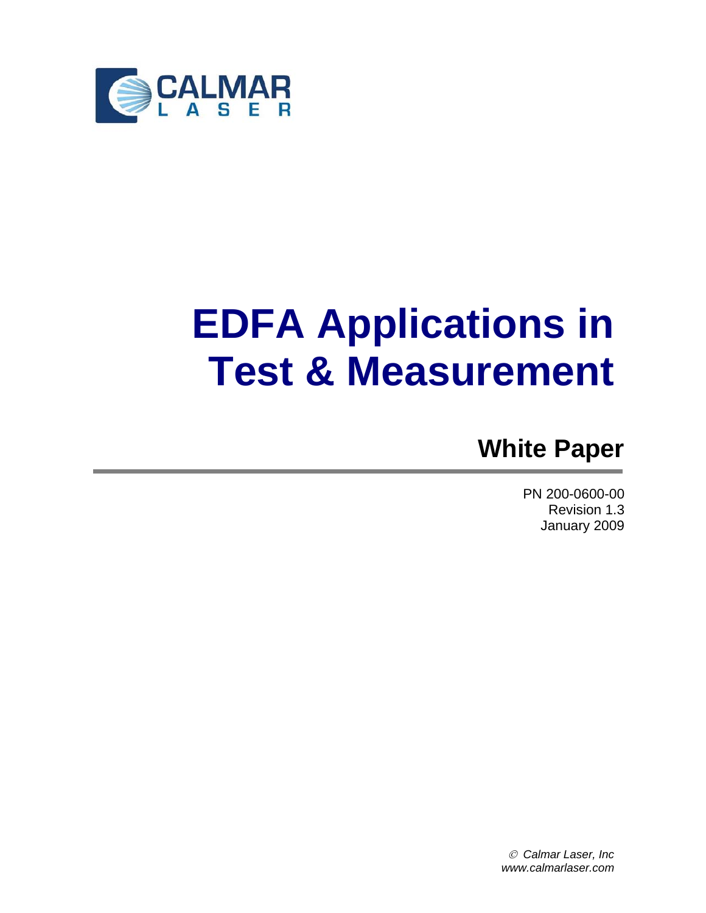CALMAR
LASER

# EDFA Applications in Test & Measurement

## White Paper

PN 200-0600-00
Revision 1.3
January 2009

© *Calmar Laser, Inc*
*www.calmarlaser.com*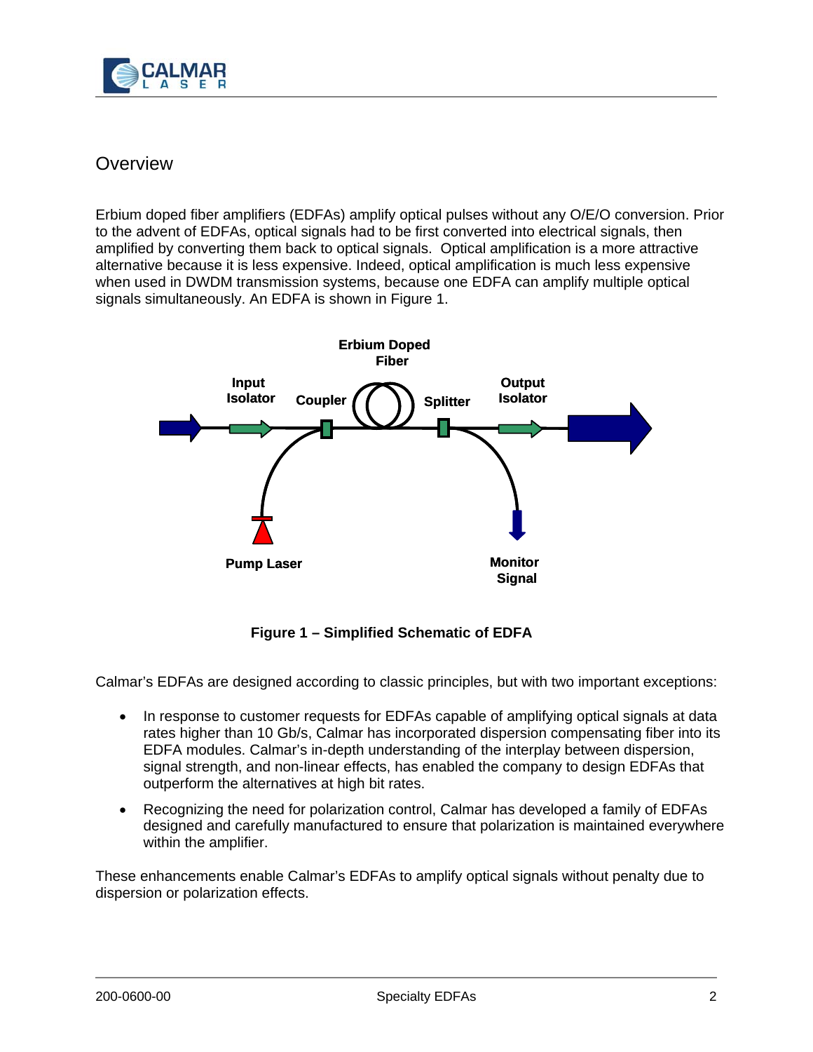## Overview

Erbium doped fiber amplifiers (EDFAs) amplify optical pulses without any O/E/O conversion. Prior to the advent of EDFAs, optical signals had to be first converted into electrical signals, then amplified by converting them back to optical signals. Optical amplification is a more attractive alternative because it is less expensive. Indeed, optical amplification is much less expensive when used in DWDM transmission systems, because one EDFA can amplify multiple optical signals simultaneously. An EDFA is shown in Figure 1.

Erbium Doped Fiber

Input Isolator

Coupler

Splitter

Output Isolator

Pump Laser

Monitor Signal

**Figure 1 – Simplified Schematic of EDFA**

Calmar's EDFAs are designed according to classic principles, but with two important exceptions:

- In response to customer requests for EDFAs capable of amplifying optical signals at data rates higher than 10 Gb/s, Calmar has incorporated dispersion compensating fiber into its EDFA modules. Calmar's in-depth understanding of the interplay between dispersion, signal strength, and non-linear effects, has enabled the company to design EDFAs that outperform the alternatives at high bit rates.
- Recognizing the need for polarization control, Calmar has developed a family of EDFAs designed and carefully manufactured to ensure that polarization is maintained everywhere within the amplifier.

These enhancements enable Calmar's EDFAs to amplify optical signals without penalty due to dispersion or polarization effects.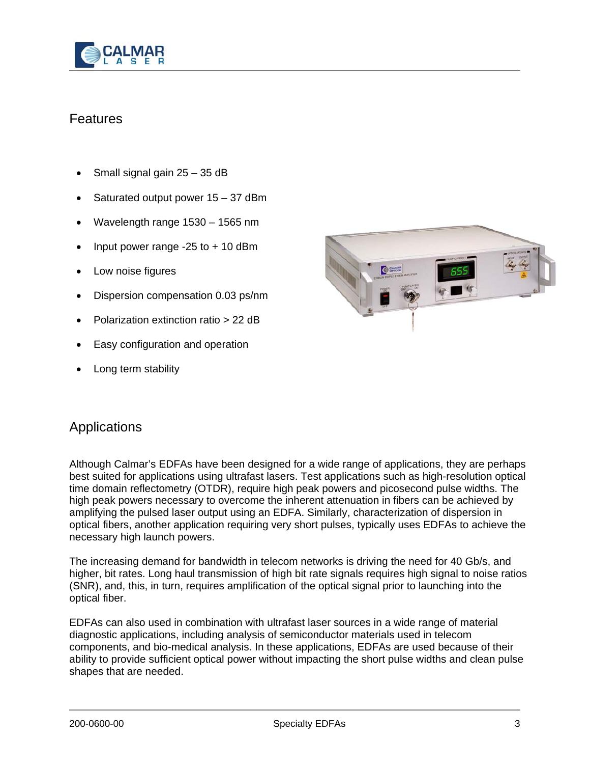## Features

- Small signal gain 25 – 35 dB
- Saturated output power 15 – 37 dBm
- Wavelength range 1530 – 1565 nm
- Input power range -25 to + 10 dBm
- Low noise figures
- Dispersion compensation 0.03 ps/nm
- Polarization extinction ratio > 22 dB
- Easy configuration and operation
- Long term stability

## Applications

Although Calmar's EDFAs have been designed for a wide range of applications, they are perhaps best suited for applications using ultrafast lasers. Test applications such as high-resolution optical time domain reflectometry (OTDR), require high peak powers and picosecond pulse widths. The high peak powers necessary to overcome the inherent attenuation in fibers can be achieved by amplifying the pulsed laser output using an EDFA. Similarly, characterization of dispersion in optical fibers, another application requiring very short pulses, typically uses EDFAs to achieve the necessary high launch powers.

The increasing demand for bandwidth in telecom networks is driving the need for 40 Gb/s, and higher, bit rates. Long haul transmission of high bit rate signals requires high signal to noise ratios (SNR), and, this, in turn, requires amplification of the optical signal prior to launching into the optical fiber.

EDFAs can also used in combination with ultrafast laser sources in a wide range of material diagnostic applications, including analysis of semiconductor materials used in telecom components, and bio-medical analysis. In these applications, EDFAs are used because of their ability to provide sufficient optical power without impacting the short pulse widths and clean pulse shapes that are needed.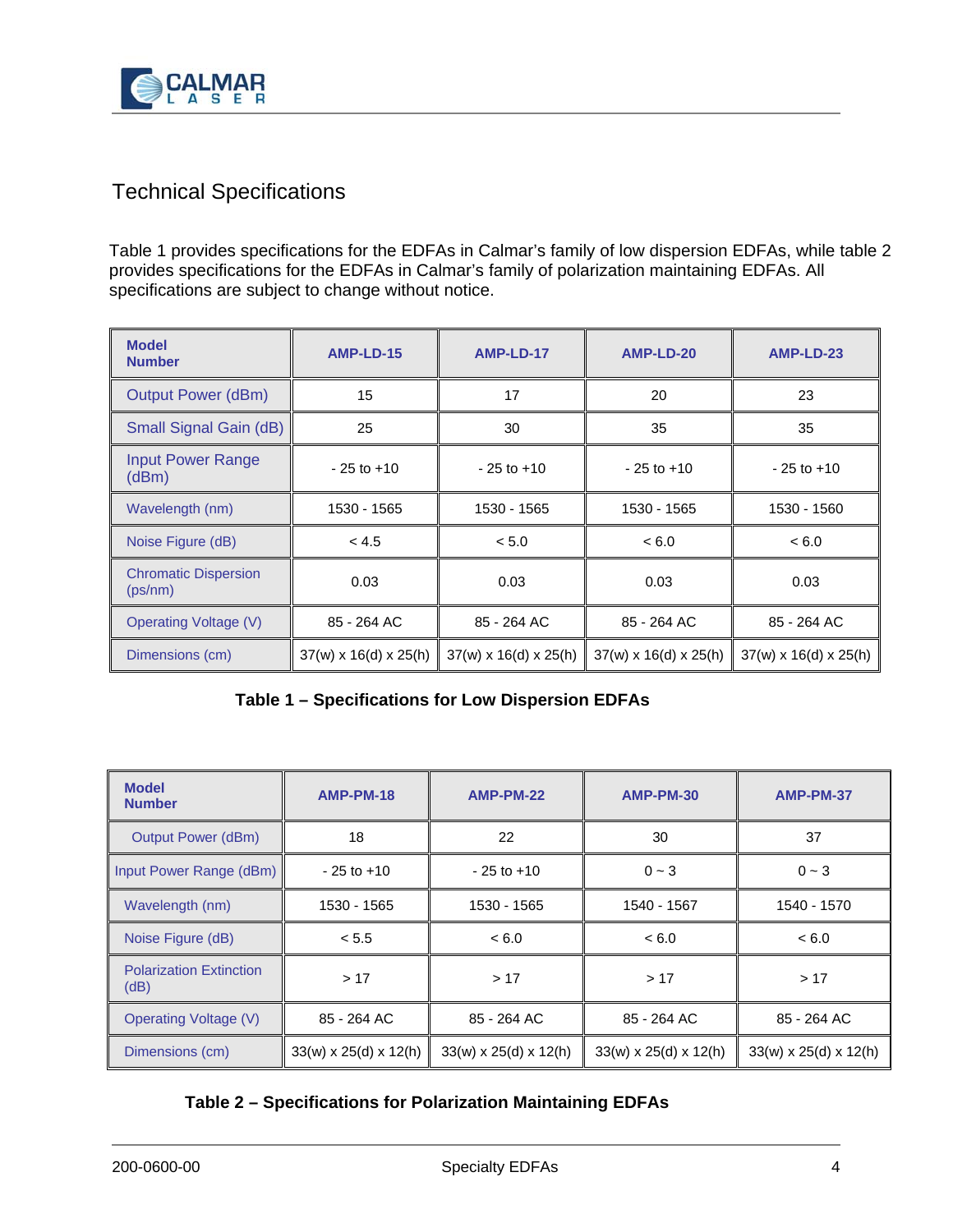## Technical Specifications

Table 1 provides specifications for the EDFAs in Calmar's family of low dispersion EDFAs, while table 2 provides specifications for the EDFAs in Calmar's family of polarization maintaining EDFAs. All specifications are subject to change without notice.

| Model Number | AMP-LD-15 | AMP-LD-17 | AMP-LD-20 | AMP-LD-23 |
|---|---|---|---|---|
| Output Power (dBm) | 15 | 17 | 20 | 23 |
| Small Signal Gain (dB) | 25 | 30 | 35 | 35 |
| Input Power Range (dBm) | - 25 to +10 | - 25 to +10 | - 25 to +10 | - 25 to +10 |
| Wavelength (nm) | 1530 - 1565 | 1530 - 1565 | 1530 - 1565 | 1530 - 1560 |
| Noise Figure (dB) | < 4.5 | < 5.0 | < 6.0 | < 6.0 |
| Chromatic Dispersion (ps/nm) | 0.03 | 0.03 | 0.03 | 0.03 |
| Operating Voltage (V) | 85 - 264 AC | 85 - 264 AC | 85 - 264 AC | 85 - 264 AC |
| Dimensions (cm) | 37(w) x 16(d) x 25(h) | 37(w) x 16(d) x 25(h) | 37(w) x 16(d) x 25(h) | 37(w) x 16(d) x 25(h) |

**Table 1 – Specifications for Low Dispersion EDFAs**

| Model Number | AMP-PM-18 | AMP-PM-22 | AMP-PM-30 | AMP-PM-37 |
|---|---|---|---|---|
| Output Power (dBm) | 18 | 22 | 30 | 37 |
| Input Power Range (dBm) | - 25 to +10 | - 25 to +10 | 0 ~ 3 | 0 ~ 3 |
| Wavelength (nm) | 1530 - 1565 | 1530 - 1565 | 1540 - 1567 | 1540 - 1570 |
| Noise Figure (dB) | < 5.5 | < 6.0 | < 6.0 | < 6.0 |
| Polarization Extinction (dB) | > 17 | > 17 | > 17 | > 17 |
| Operating Voltage (V) | 85 - 264 AC | 85 - 264 AC | 85 - 264 AC | 85 - 264 AC |
| Dimensions (cm) | 33(w) x 25(d) x 12(h) | 33(w) x 25(d) x 12(h) | 33(w) x 25(d) x 12(h) | 33(w) x 25(d) x 12(h) |

**Table 2 – Specifications for Polarization Maintaining EDFAs**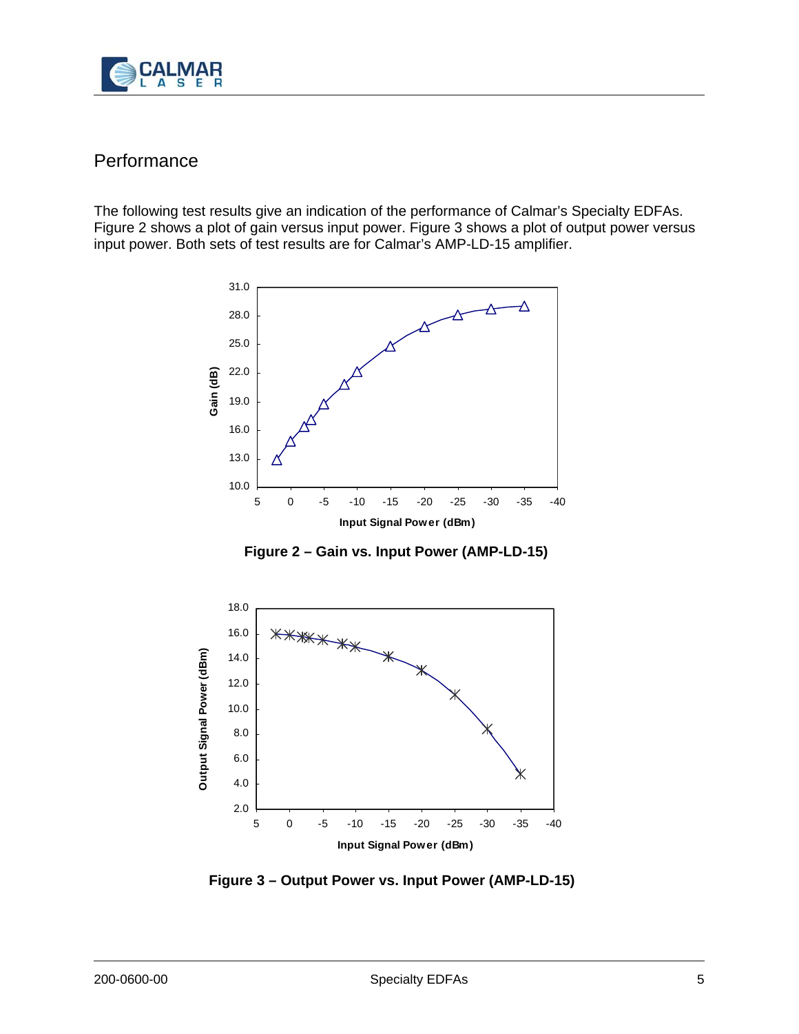## Performance

The following test results give an indication of the performance of Calmar's Specialty EDFAs. Figure 2 shows a plot of gain versus input power. Figure 3 shows a plot of output power versus input power. Both sets of test results are for Calmar's AMP-LD-15 amplifier.

**Figure 2 – Gain vs. Input Power (AMP-LD-15)**

**Figure 3 – Output Power vs. Input Power (AMP-LD-15)**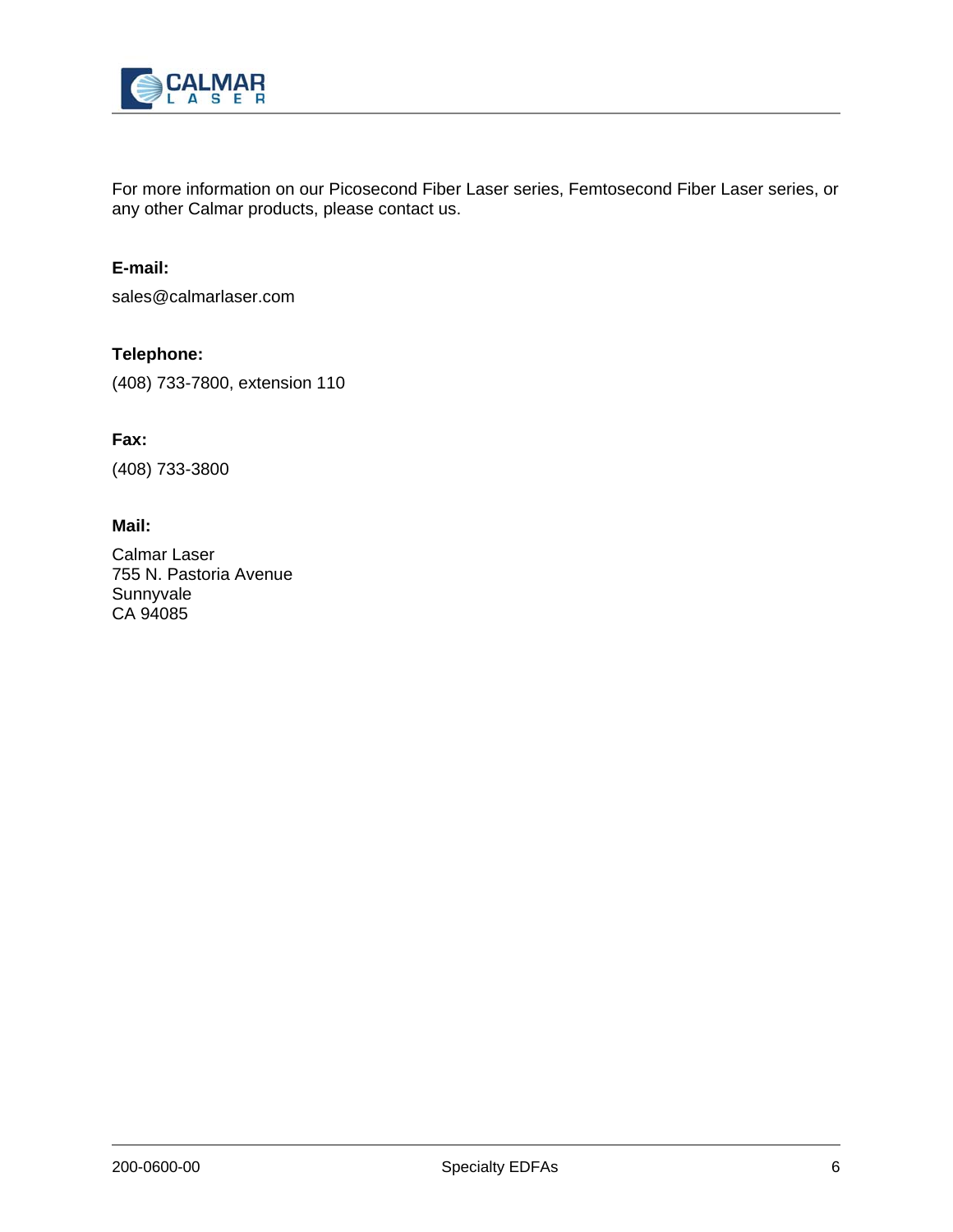For more information on our Picosecond Fiber Laser series, Femtosecond Fiber Laser series, or any other Calmar products, please contact us.

**E-mail:**

sales@calmarlaser.com

**Telephone:**

(408) 733-7800, extension 110

**Fax:**

(408) 733-3800

**Mail:**

Calmar Laser
755 N. Pastoria Avenue
Sunnyvale
CA 94085